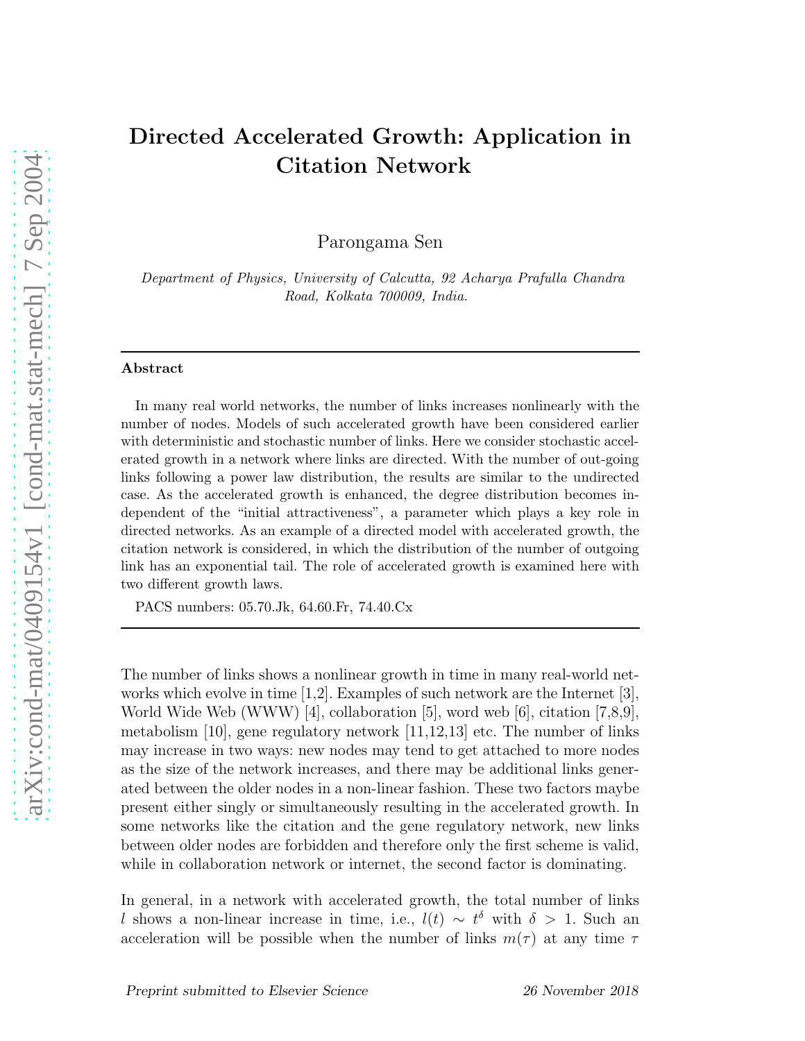# Directed Accelerated Growth: Application in Citation Network

Parongama Sen

*Department of Physics, University of Calcutta, 92 Acharya Prafulla Chandra Road, Kolkata 700009, India.*

---

**Abstract**

In many real world networks, the number of links increases nonlinearly with the number of nodes. Models of such accelerated growth have been considered earlier with deterministic and stochastic number of links. Here we consider stochastic accelerated growth in a network where links are directed. With the number of out-going links following a power law distribution, the results are similar to the undirected case. As the accelerated growth is enhanced, the degree distribution becomes independent of the "initial attractiveness", a parameter which plays a key role in directed networks. As an example of a directed model with accelerated growth, the citation network is considered, in which the distribution of the number of outgoing link has an exponential tail. The role of accelerated growth is examined here with two different growth laws.

PACS numbers: 05.70.Jk, 64.60.Fr, 74.40.Cx

---

The number of links shows a nonlinear growth in time in many real-world networks which evolve in time [1,2]. Examples of such network are the Internet [3], World Wide Web (WWW) [4], collaboration [5], word web [6], citation [7,8,9], metabolism [10], gene regulatory network [11,12,13] etc. The number of links may increase in two ways: new nodes may tend to get attached to more nodes as the size of the network increases, and there may be additional links generated between the older nodes in a non-linear fashion. These two factors maybe present either singly or simultaneously resulting in the accelerated growth. In some networks like the citation and the gene regulatory network, new links between older nodes are forbidden and therefore only the first scheme is valid, while in collaboration network or internet, the second factor is dominating.

In general, in a network with accelerated growth, the total number of links $l$ shows a non-linear increase in time, i.e., $l(t) \sim t^{\delta}$ with $\delta > 1$. Such an acceleration will be possible when the number of links $m(\tau)$ at any time $\tau$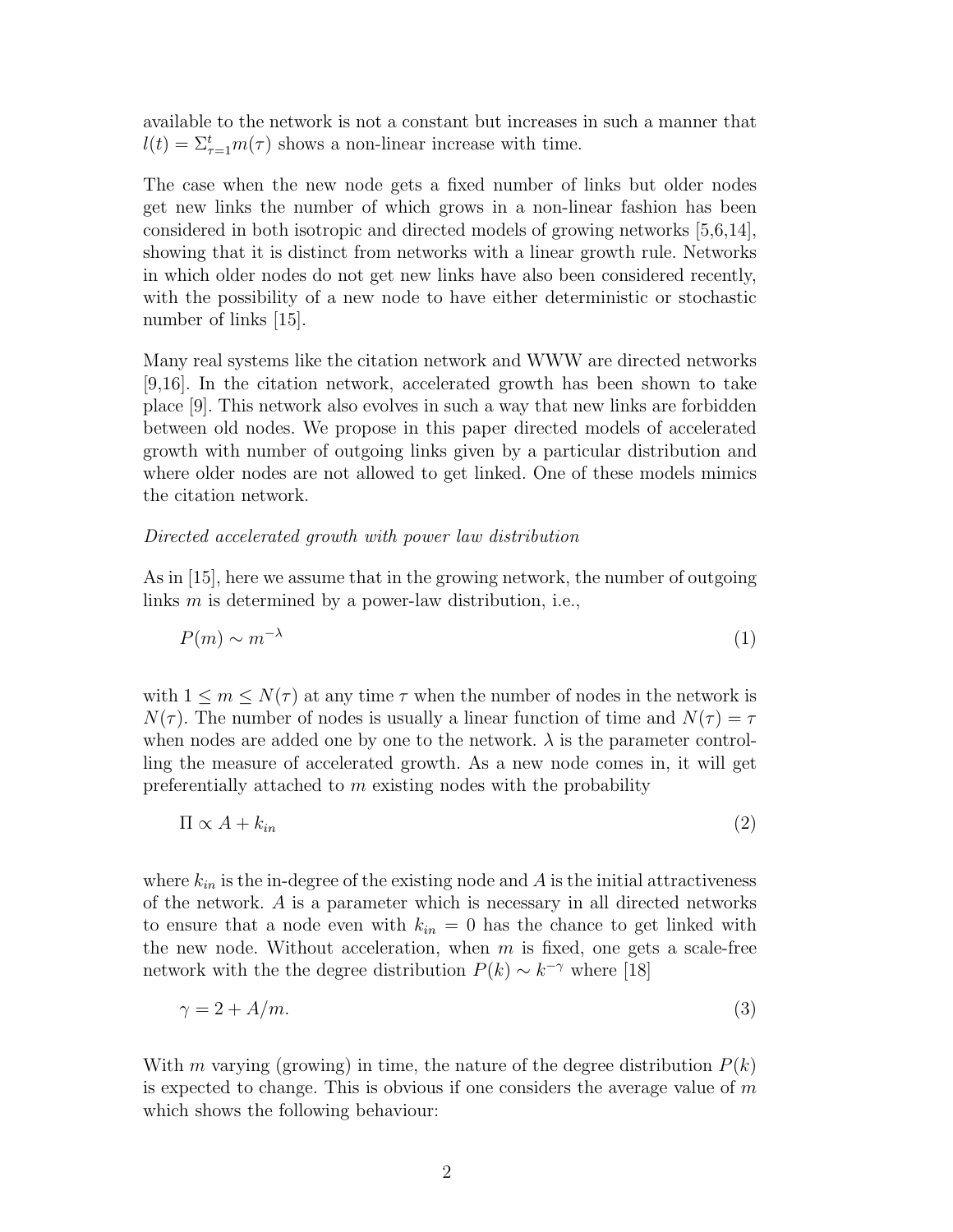available to the network is not a constant but increases in such a manner that $l(t) = \Sigma_{\tau=1}^{t} m(\tau)$ shows a non-linear increase with time.

The case when the new node gets a fixed number of links but older nodes get new links the number of which grows in a non-linear fashion has been considered in both isotropic and directed models of growing networks [5,6,14], showing that it is distinct from networks with a linear growth rule. Networks in which older nodes do not get new links have also been considered recently, with the possibility of a new node to have either deterministic or stochastic number of links [15].

Many real systems like the citation network and WWW are directed networks [9,16]. In the citation network, accelerated growth has been shown to take place [9]. This network also evolves in such a way that new links are forbidden between old nodes. We propose in this paper directed models of accelerated growth with number of outgoing links given by a particular distribution and where older nodes are not allowed to get linked. One of these models mimics the citation network.

*Directed accelerated growth with power law distribution*

As in [15], here we assume that in the growing network, the number of outgoing links $m$ is determined by a power-law distribution, i.e.,

$$P(m) \sim m^{-\lambda} \tag{1}$$

with $1 \leq m \leq N(\tau)$ at any time $\tau$ when the number of nodes in the network is $N(\tau)$. The number of nodes is usually a linear function of time and $N(\tau) = \tau$ when nodes are added one by one to the network. $\lambda$ is the parameter controlling the measure of accelerated growth. As a new node comes in, it will get preferentially attached to $m$ existing nodes with the probability

$$\Pi \propto A + k_{in} \tag{2}$$

where $k_{in}$ is the in-degree of the existing node and $A$ is the initial attractiveness of the network. $A$ is a parameter which is necessary in all directed networks to ensure that a node even with $k_{in} = 0$ has the chance to get linked with the new node. Without acceleration, when $m$ is fixed, one gets a scale-free network with the the degree distribution $P(k) \sim k^{-\gamma}$ where [18]

$$\gamma = 2 + A/m. \tag{3}$$

With $m$ varying (growing) in time, the nature of the degree distribution $P(k)$ is expected to change. This is obvious if one considers the average value of $m$ which shows the following behaviour: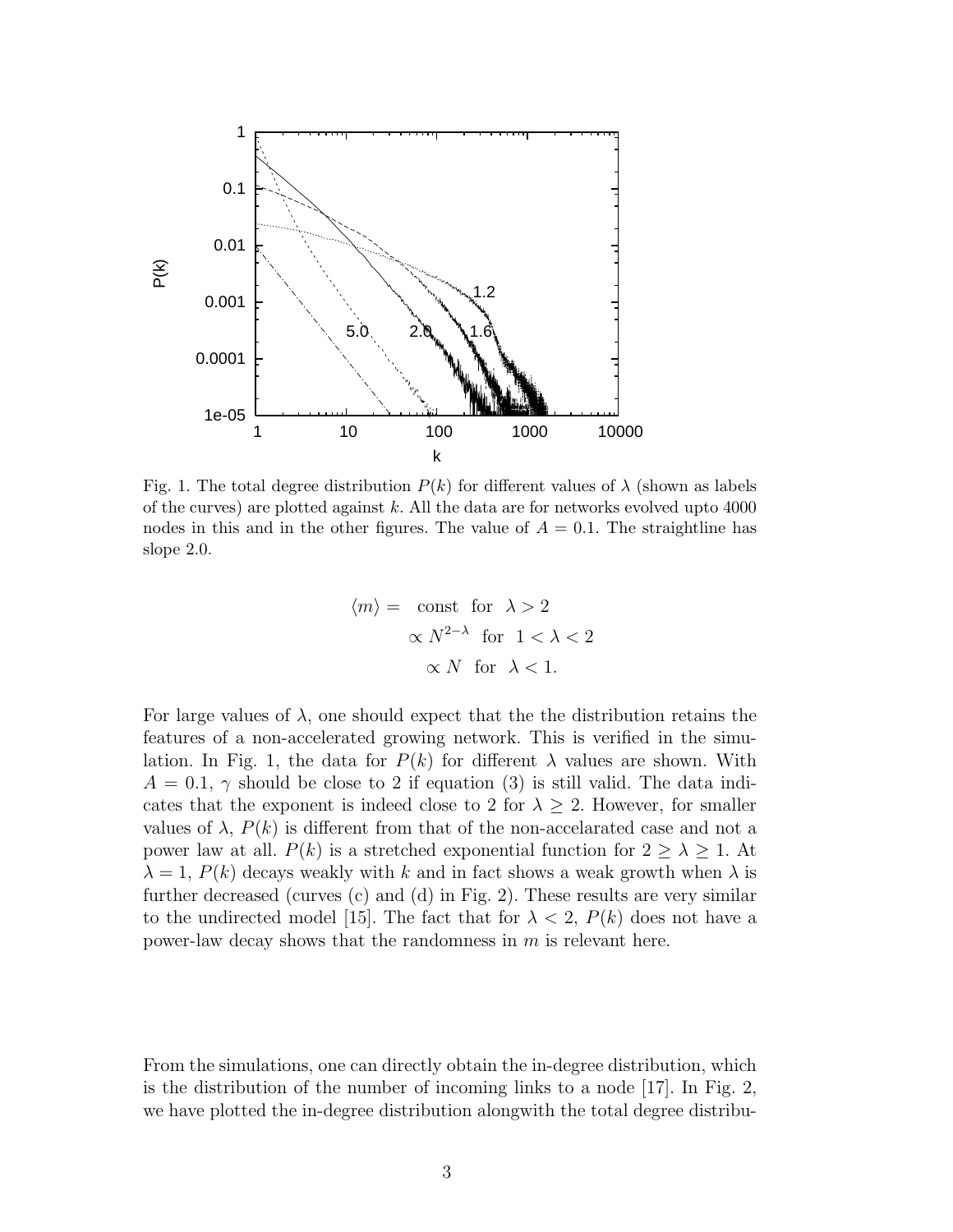Fig. 1. The total degree distribution $P(k)$ for different values of $\lambda$ (shown as labels of the curves) are plotted against $k$. All the data are for networks evolved upto 4000 nodes in this and in the other figures. The value of $A = 0.1$. The straightline has slope 2.0.

$$
\begin{aligned}
\langle m \rangle = & \quad \text{const} \quad \text{for} \quad \lambda > 2 \\
& \propto N^{2-\lambda} \quad \text{for} \quad 1 < \lambda < 2 \\
& \propto N \quad \text{for} \quad \lambda < 1.
\end{aligned}
$$

For large values of $\lambda$, one should expect that the the distribution retains the features of a non-accelerated growing network. This is verified in the simulation. In Fig. 1, the data for $P(k)$ for different $\lambda$ values are shown. With $A = 0.1$, $\gamma$ should be close to 2 if equation (3) is still valid. The data indicates that the exponent is indeed close to 2 for $\lambda \geq 2$. However, for smaller values of $\lambda$, $P(k)$ is different from that of the non-accelarated case and not a power law at all. $P(k)$ is a stretched exponential function for $2 \geq \lambda \geq 1$. At $\lambda = 1$, $P(k)$ decays weakly with $k$ and in fact shows a weak growth when $\lambda$ is further decreased (curves (c) and (d) in Fig. 2). These results are very similar to the undirected model [15]. The fact that for $\lambda < 2$, $P(k)$ does not have a power-law decay shows that the randomness in $m$ is relevant here.

From the simulations, one can directly obtain the in-degree distribution, which is the distribution of the number of incoming links to a node [17]. In Fig. 2, we have plotted the in-degree distribution alongwith the total degree distribu-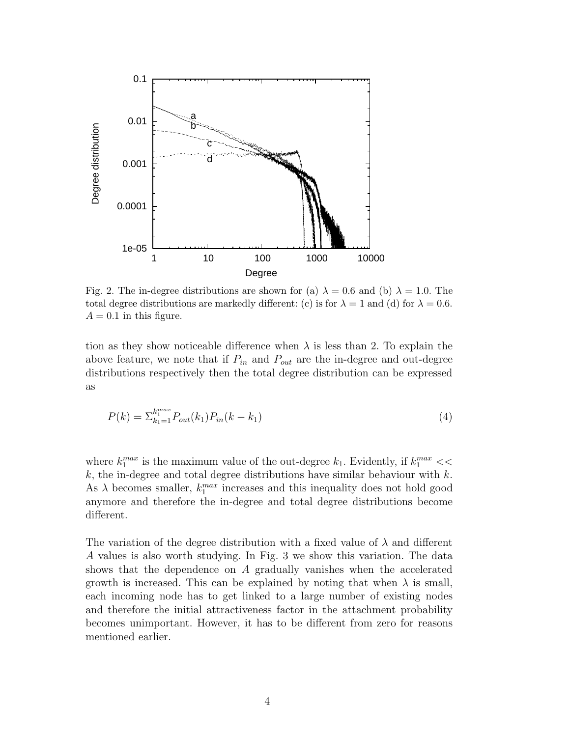Fig. 2. The in-degree distributions are shown for (a) $\lambda = 0.6$ and (b) $\lambda = 1.0$. The total degree distributions are markedly different: (c) is for $\lambda = 1$ and (d) for $\lambda = 0.6$. $A = 0.1$ in this figure.

tion as they show noticeable difference when $\lambda$ is less than 2. To explain the above feature, we note that if $P_{in}$ and $P_{out}$ are the in-degree and out-degree distributions respectively then the total degree distribution can be expressed as

$$P(k) = \Sigma_{k_1=1}^{k_1^{max}} P_{out}(k_1) P_{in}(k - k_1) \tag{4}$$

where $k_1^{max}$ is the maximum value of the out-degree $k_1$. Evidently, if $k_1^{max} << k$, the in-degree and total degree distributions have similar behaviour with $k$. As $\lambda$ becomes smaller, $k_1^{max}$ increases and this inequality does not hold good anymore and therefore the in-degree and total degree distributions become different.

The variation of the degree distribution with a fixed value of $\lambda$ and different $A$ values is also worth studying. In Fig. 3 we show this variation. The data shows that the dependence on $A$ gradually vanishes when the accelerated growth is increased. This can be explained by noting that when $\lambda$ is small, each incoming node has to get linked to a large number of existing nodes and therefore the initial attractiveness factor in the attachment probability becomes unimportant. However, it has to be different from zero for reasons mentioned earlier.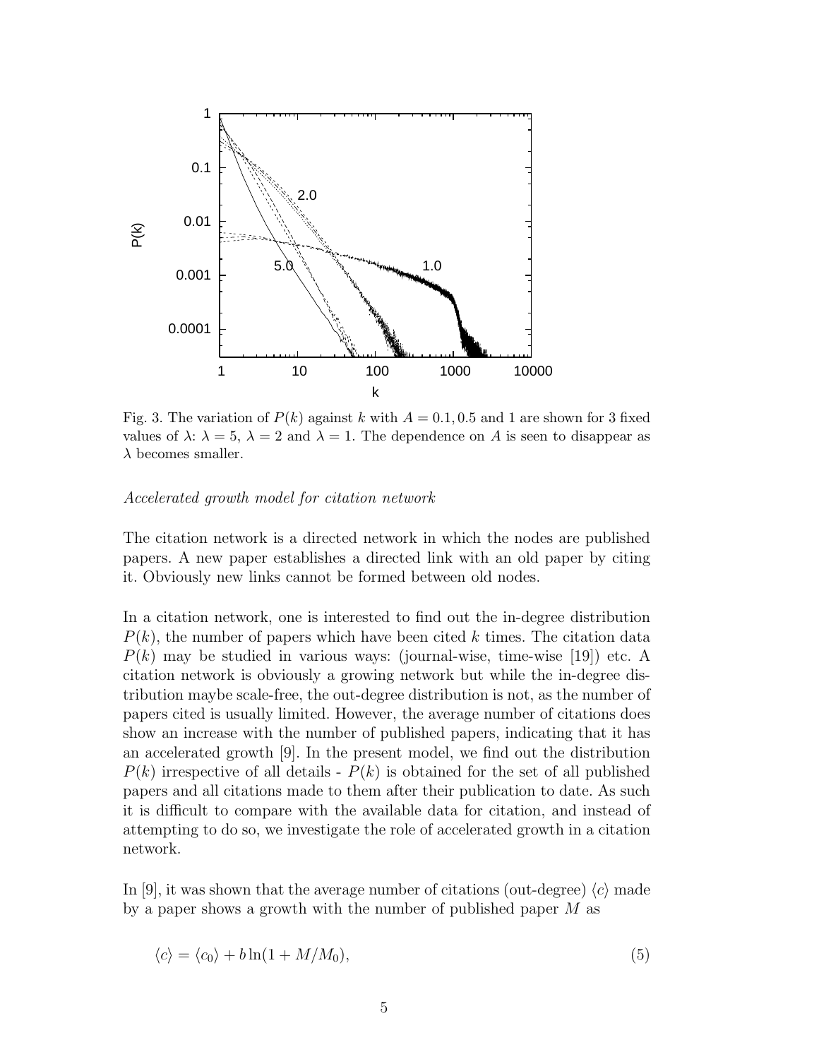Fig. 3. The variation of $P(k)$ against $k$ with $A = 0.1, 0.5$ and $1$ are shown for 3 fixed values of $\lambda$: $\lambda = 5$, $\lambda = 2$ and $\lambda = 1$. The dependence on $A$ is seen to disappear as $\lambda$ becomes smaller.

*Accelerated growth model for citation network*

The citation network is a directed network in which the nodes are published papers. A new paper establishes a directed link with an old paper by citing it. Obviously new links cannot be formed between old nodes.

In a citation network, one is interested to find out the in-degree distribution $P(k)$, the number of papers which have been cited $k$ times. The citation data $P(k)$ may be studied in various ways: (journal-wise, time-wise [19]) etc. A citation network is obviously a growing network but while the in-degree distribution maybe scale-free, the out-degree distribution is not, as the number of papers cited is usually limited. However, the average number of citations does show an increase with the number of published papers, indicating that it has an accelerated growth [9]. In the present model, we find out the distribution $P(k)$ irrespective of all details - $P(k)$ is obtained for the set of all published papers and all citations made to them after their publication to date. As such it is difficult to compare with the available data for citation, and instead of attempting to do so, we investigate the role of accelerated growth in a citation network.

In [9], it was shown that the average number of citations (out-degree) $\langle c \rangle$ made by a paper shows a growth with the number of published paper $M$ as

$$\langle c \rangle = \langle c_0 \rangle + b \ln(1 + M/M_0), \tag{5}$$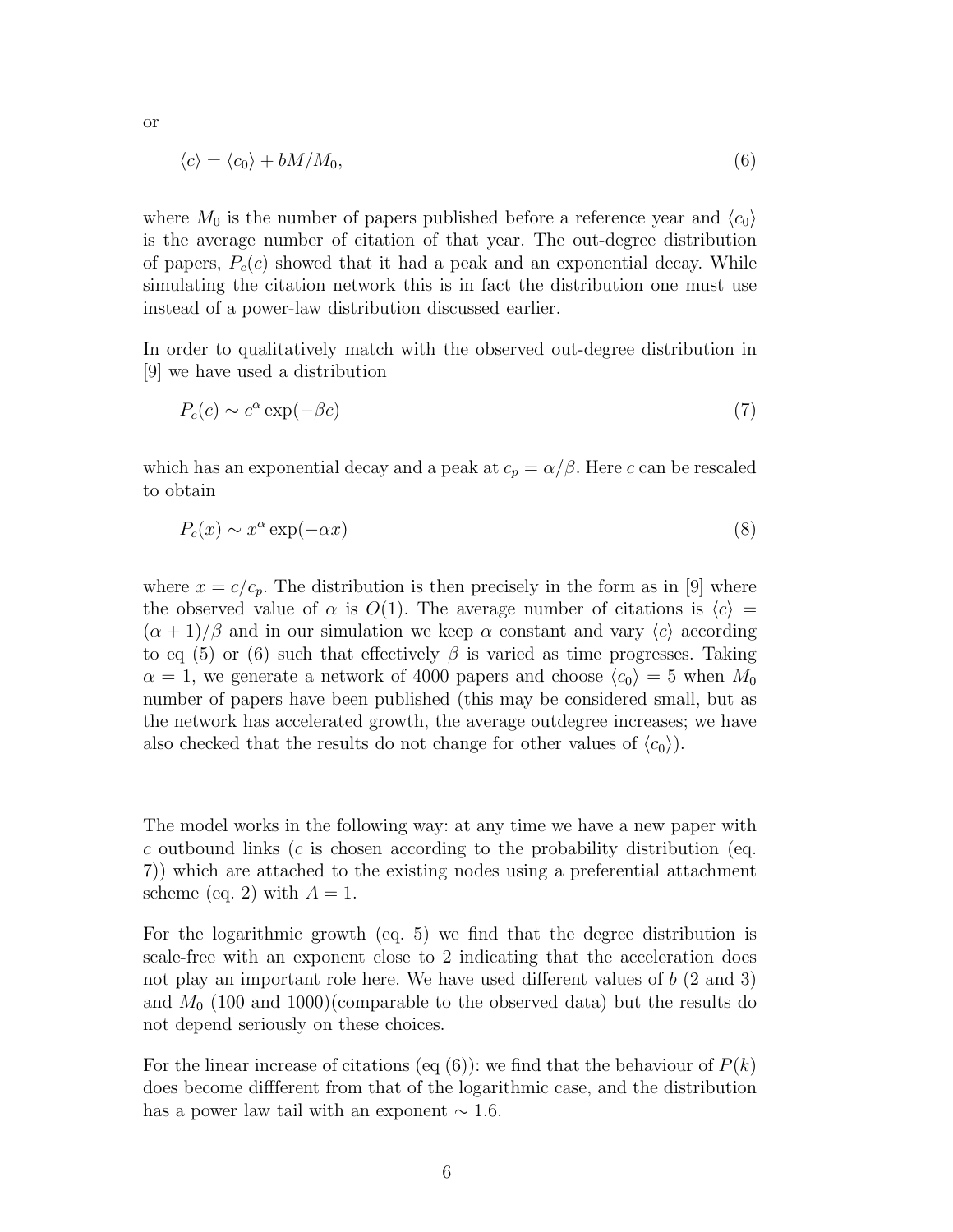or

$$\langle c \rangle = \langle c_0 \rangle + bM/M_0, \tag{6}$$

where $M_0$ is the number of papers published before a reference year and $\langle c_0 \rangle$ is the average number of citation of that year. The out-degree distribution of papers, $P_c(c)$ showed that it had a peak and an exponential decay. While simulating the citation network this is in fact the distribution one must use instead of a power-law distribution discussed earlier.

In order to qualitatively match with the observed out-degree distribution in [9] we have used a distribution

$$P_c(c) \sim c^{\alpha} \exp(-\beta c) \tag{7}$$

which has an exponential decay and a peak at $c_p = \alpha/\beta$. Here $c$ can be rescaled to obtain

$$P_c(x) \sim x^{\alpha} \exp(-\alpha x) \tag{8}$$

where $x = c/c_p$. The distribution is then precisely in the form as in [9] where the observed value of $\alpha$ is $O(1)$. The average number of citations is $\langle c \rangle = (\alpha + 1)/\beta$ and in our simulation we keep $\alpha$ constant and vary $\langle c \rangle$ according to eq (5) or (6) such that effectively $\beta$ is varied as time progresses. Taking $\alpha = 1$, we generate a network of 4000 papers and choose $\langle c_0 \rangle = 5$ when $M_0$ number of papers have been published (this may be considered small, but as the network has accelerated growth, the average outdegree increases; we have also checked that the results do not change for other values of $\langle c_0 \rangle$).

The model works in the following way: at any time we have a new paper with $c$ outbound links ($c$ is chosen according to the probability distribution (eq. 7)) which are attached to the existing nodes using a preferential attachment scheme (eq. 2) with $A = 1$.

For the logarithmic growth (eq. 5) we find that the degree distribution is scale-free with an exponent close to 2 indicating that the acceleration does not play an important role here. We have used different values of $b$ (2 and 3) and $M_0$ (100 and 1000)(comparable to the observed data) but the results do not depend seriously on these choices.

For the linear increase of citations (eq (6)): we find that the behaviour of $P(k)$ does become diffferent from that of the logarithmic case, and the distribution has a power law tail with an exponent $\sim 1.6$.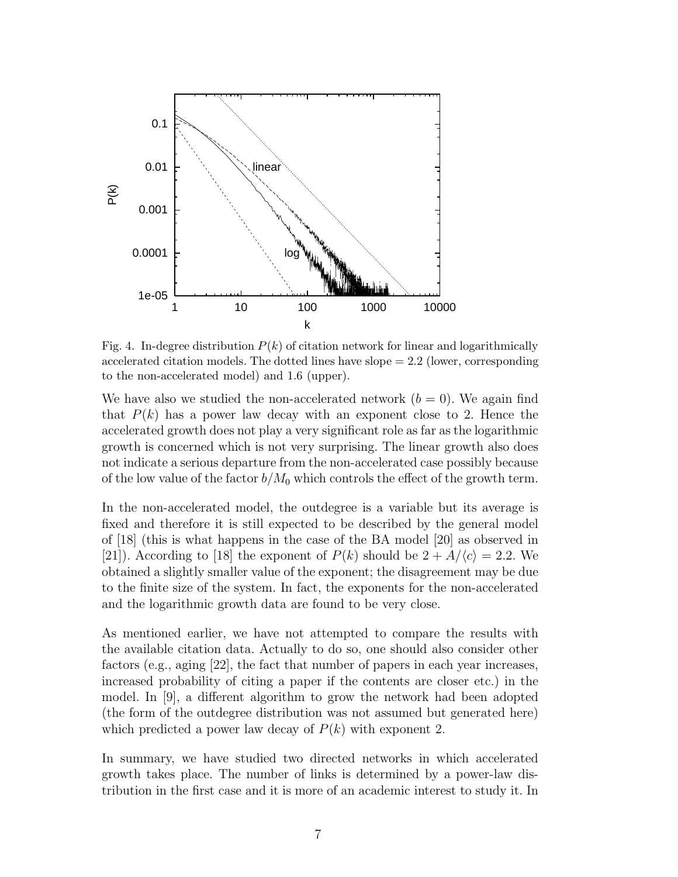Fig. 4. In-degree distribution $P(k)$ of citation network for linear and logarithmically accelerated citation models. The dotted lines have slope = 2.2 (lower, corresponding to the non-accelerated model) and 1.6 (upper).

We have also we studied the non-accelerated network ($b = 0$). We again find that $P(k)$ has a power law decay with an exponent close to 2. Hence the accelerated growth does not play a very significant role as far as the logarithmic growth is concerned which is not very surprising. The linear growth also does not indicate a serious departure from the non-accelerated case possibly because of the low value of the factor $b/M_0$ which controls the effect of the growth term.

In the non-accelerated model, the outdegree is a variable but its average is fixed and therefore it is still expected to be described by the general model of [18] (this is what happens in the case of the BA model [20] as observed in [21]). According to [18] the exponent of $P(k)$ should be $2 + A/\langle c \rangle = 2.2$. We obtained a slightly smaller value of the exponent; the disagreement may be due to the finite size of the system. In fact, the exponents for the non-accelerated and the logarithmic growth data are found to be very close.

As mentioned earlier, we have not attempted to compare the results with the available citation data. Actually to do so, one should also consider other factors (e.g., aging [22], the fact that number of papers in each year increases, increased probability of citing a paper if the contents are closer etc.) in the model. In [9], a different algorithm to grow the network had been adopted (the form of the outdegree distribution was not assumed but generated here) which predicted a power law decay of $P(k)$ with exponent 2.

In summary, we have studied two directed networks in which accelerated growth takes place. The number of links is determined by a power-law distribution in the first case and it is more of an academic interest to study it. In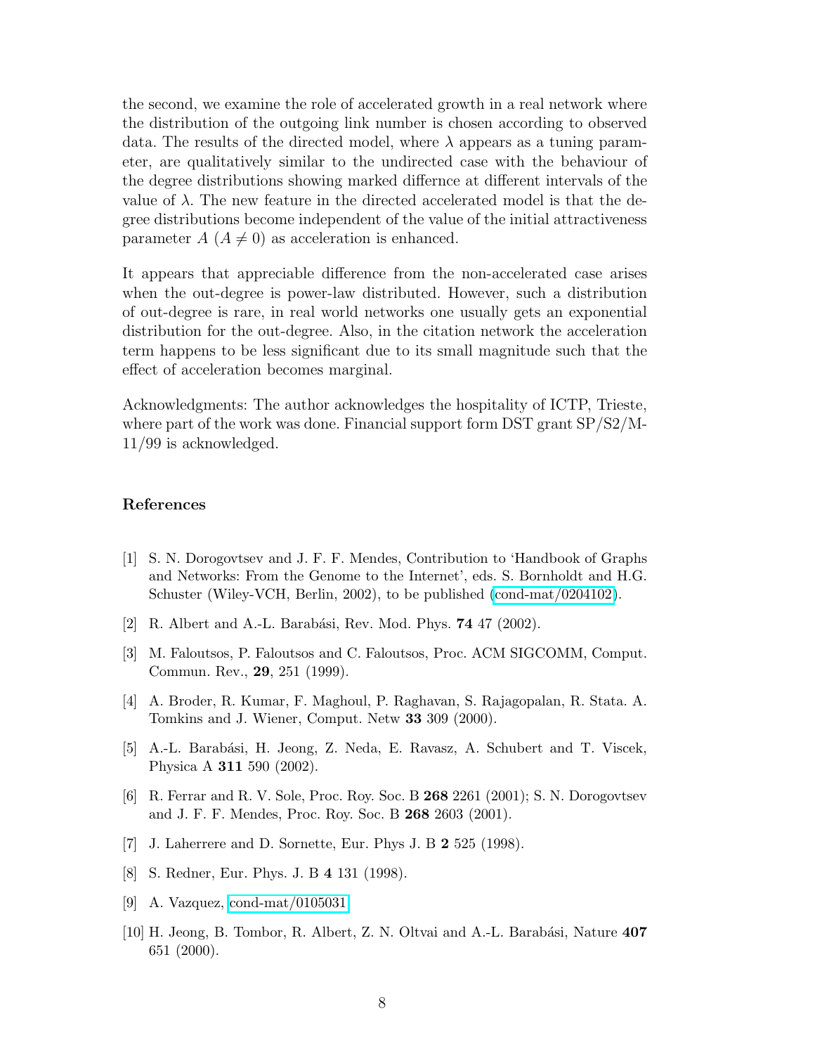the second, we examine the role of accelerated growth in a real network where the distribution of the outgoing link number is chosen according to observed data. The results of the directed model, where $\lambda$ appears as a tuning parameter, are qualitatively similar to the undirected case with the behaviour of the degree distributions showing marked differnce at different intervals of the value of $\lambda$. The new feature in the directed accelerated model is that the degree distributions become independent of the value of the initial attractiveness parameter $A$ ($A \neq 0$) as acceleration is enhanced.

It appears that appreciable difference from the non-accelerated case arises when the out-degree is power-law distributed. However, such a distribution of out-degree is rare, in real world networks one usually gets an exponential distribution for the out-degree. Also, in the citation network the acceleration term happens to be less significant due to its small magnitude such that the effect of acceleration becomes marginal.

Acknowledgments: The author acknowledges the hospitality of ICTP, Trieste, where part of the work was done. Financial support form DST grant SP/S2/M-11/99 is acknowledged.

## References

[1] S. N. Dorogovtsev and J. F. F. Mendes, Contribution to 'Handbook of Graphs and Networks: From the Genome to the Internet', eds. S. Bornholdt and H.G. Schuster (Wiley-VCH, Berlin, 2002), to be published (cond-mat/0204102).

[2] R. Albert and A.-L. Barabási, Rev. Mod. Phys. **74** 47 (2002).

[3] M. Faloutsos, P. Faloutsos and C. Faloutsos, Proc. ACM SIGCOMM, Comput. Commun. Rev., **29**, 251 (1999).

[4] A. Broder, R. Kumar, F. Maghoul, P. Raghavan, S. Rajagopalan, R. Stata. A. Tomkins and J. Wiener, Comput. Netw **33** 309 (2000).

[5] A.-L. Barabási, H. Jeong, Z. Neda, E. Ravasz, A. Schubert and T. Viscek, Physica A **311** 590 (2002).

[6] R. Ferrar and R. V. Sole, Proc. Roy. Soc. B **268** 2261 (2001); S. N. Dorogovtsev and J. F. F. Mendes, Proc. Roy. Soc. B **268** 2603 (2001).

[7] J. Laherrere and D. Sornette, Eur. Phys J. B **2** 525 (1998).

[8] S. Redner, Eur. Phys. J. B **4** 131 (1998).

[9] A. Vazquez, cond-mat/0105031

[10] H. Jeong, B. Tombor, R. Albert, Z. N. Oltvai and A.-L. Barabási, Nature **407** 651 (2000).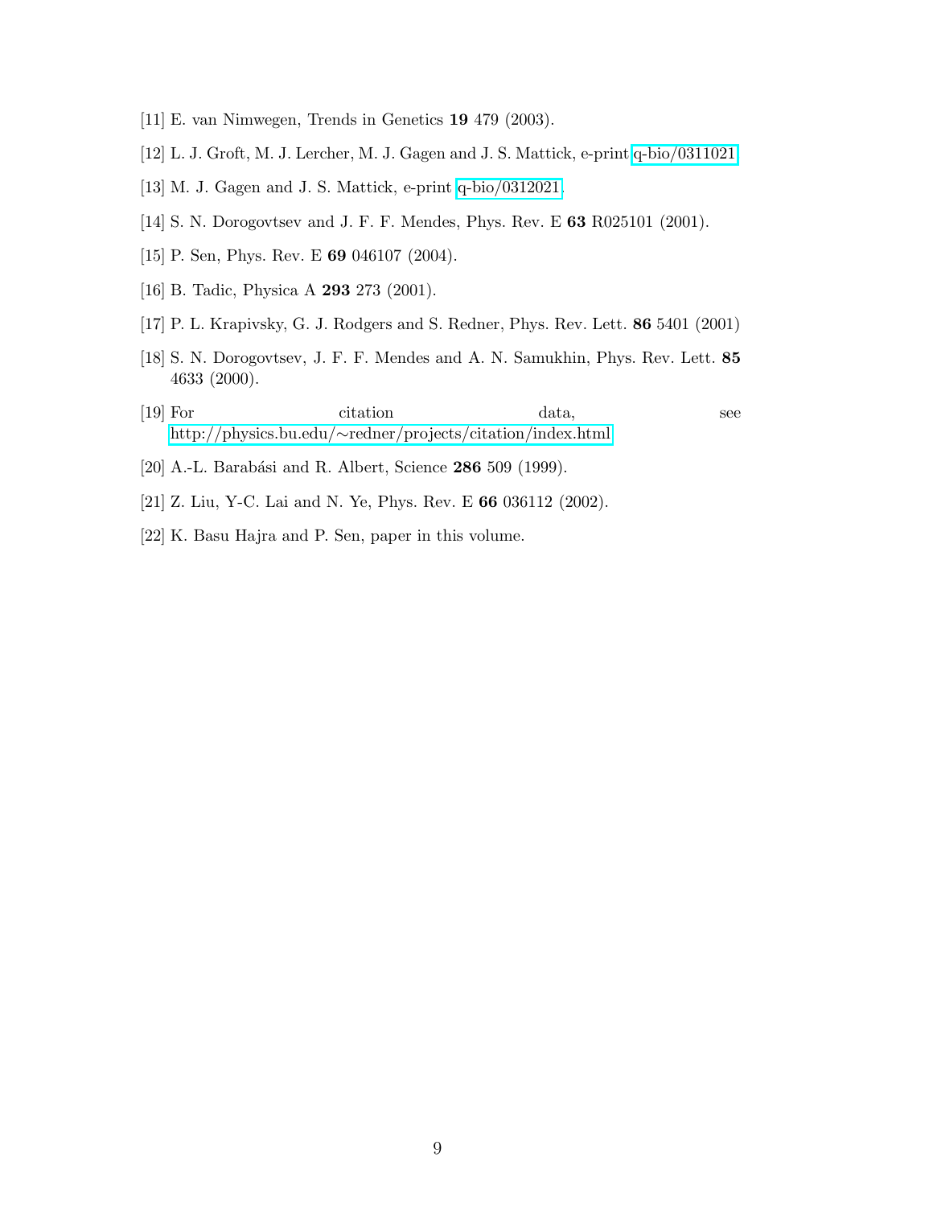[11] E. van Nimwegen, Trends in Genetics **19** 479 (2003).

[12] L. J. Groft, M. J. Lercher, M. J. Gagen and J. S. Mattick, e-print q-bio/0311021.

[13] M. J. Gagen and J. S. Mattick, e-print q-bio/0312021.

[14] S. N. Dorogovtsev and J. F. F. Mendes, Phys. Rev. E **63** R025101 (2001).

[15] P. Sen, Phys. Rev. E **69** 046107 (2004).

[16] B. Tadic, Physica A **293** 273 (2001).

[17] P. L. Krapivsky, G. J. Rodgers and S. Redner, Phys. Rev. Lett. **86** 5401 (2001)

[18] S. N. Dorogovtsev, J. F. F. Mendes and A. N. Samukhin, Phys. Rev. Lett. **85** 4633 (2000).

[19] For citation data, see http://physics.bu.edu/∼redner/projects/citation/index.html

[20] A.-L. Barabási and R. Albert, Science **286** 509 (1999).

[21] Z. Liu, Y-C. Lai and N. Ye, Phys. Rev. E **66** 036112 (2002).

[22] K. Basu Hajra and P. Sen, paper in this volume.